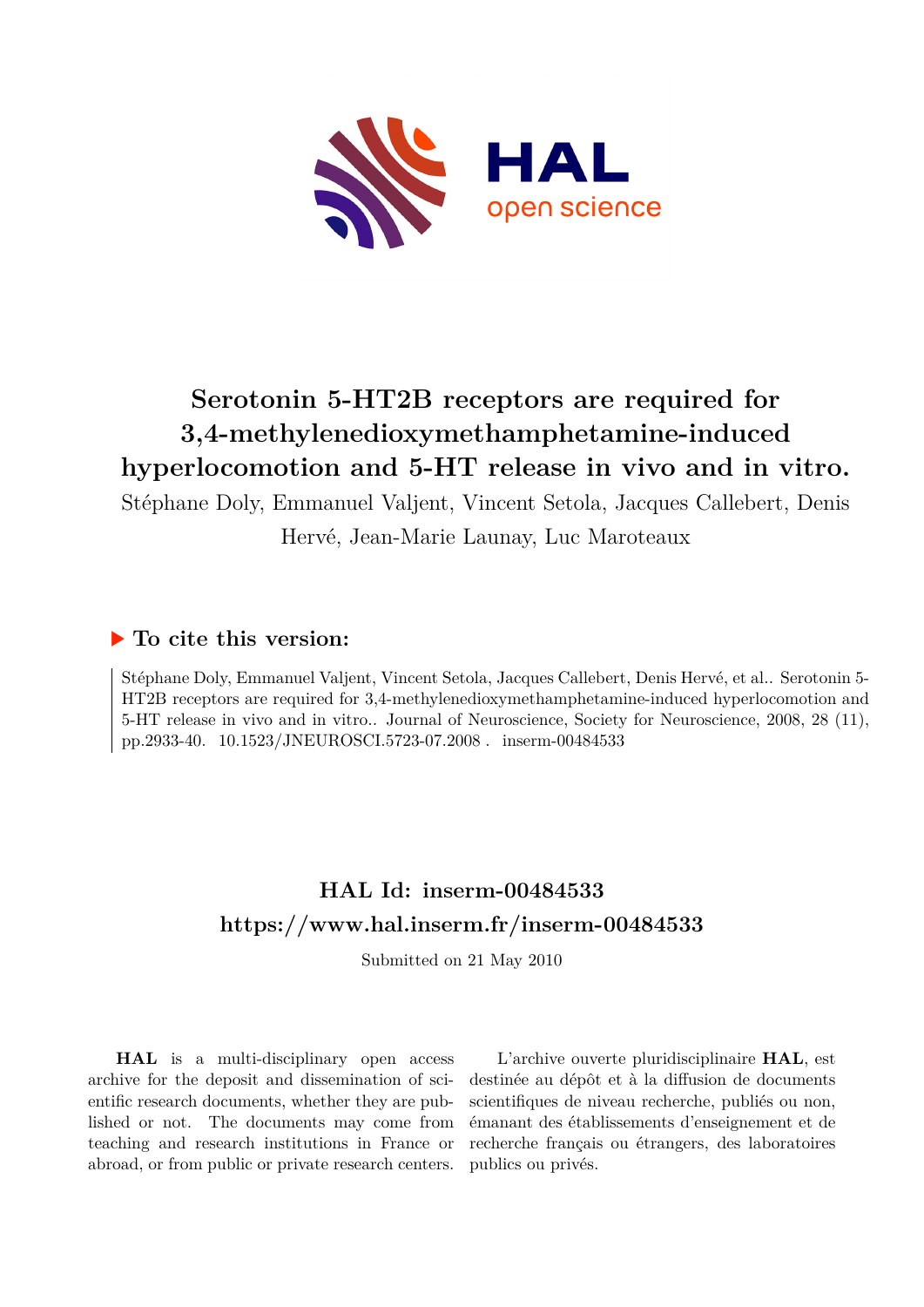# Serotonin 5-HT2B receptors are required for 3,4-methylenedioxymethamphetamine-induced hyperlocomotion and 5-HT release in vivo and in vitro.

Stéphane Doly, Emmanuel Valjent, Vincent Setola, Jacques Callebert, Denis Hervé, Jean-Marie Launay, Luc Maroteaux

## ▶ To cite this version:

Stéphane Doly, Emmanuel Valjent, Vincent Setola, Jacques Callebert, Denis Hervé, et al.. Serotonin 5-HT2B receptors are required for 3,4-methylenedioxymethamphetamine-induced hyperlocomotion and 5-HT release in vivo and in vitro.. Journal of Neuroscience, Society for Neuroscience, 2008, 28 (11), pp.2933-40. 10.1523/JNEUROSCI.5723-07.2008 . inserm-00484533

## HAL Id: inserm-00484533
## https://www.hal.inserm.fr/inserm-00484533

Submitted on 21 May 2010

**HAL** is a multi-disciplinary open access archive for the deposit and dissemination of scientific research documents, whether they are published or not. The documents may come from teaching and research institutions in France or abroad, or from public or private research centers.

L'archive ouverte pluridisciplinaire **HAL**, est destinée au dépôt et à la diffusion de documents scientifiques de niveau recherche, publiés ou non, émanant des établissements d'enseignement et de recherche français ou étrangers, des laboratoires publics ou privés.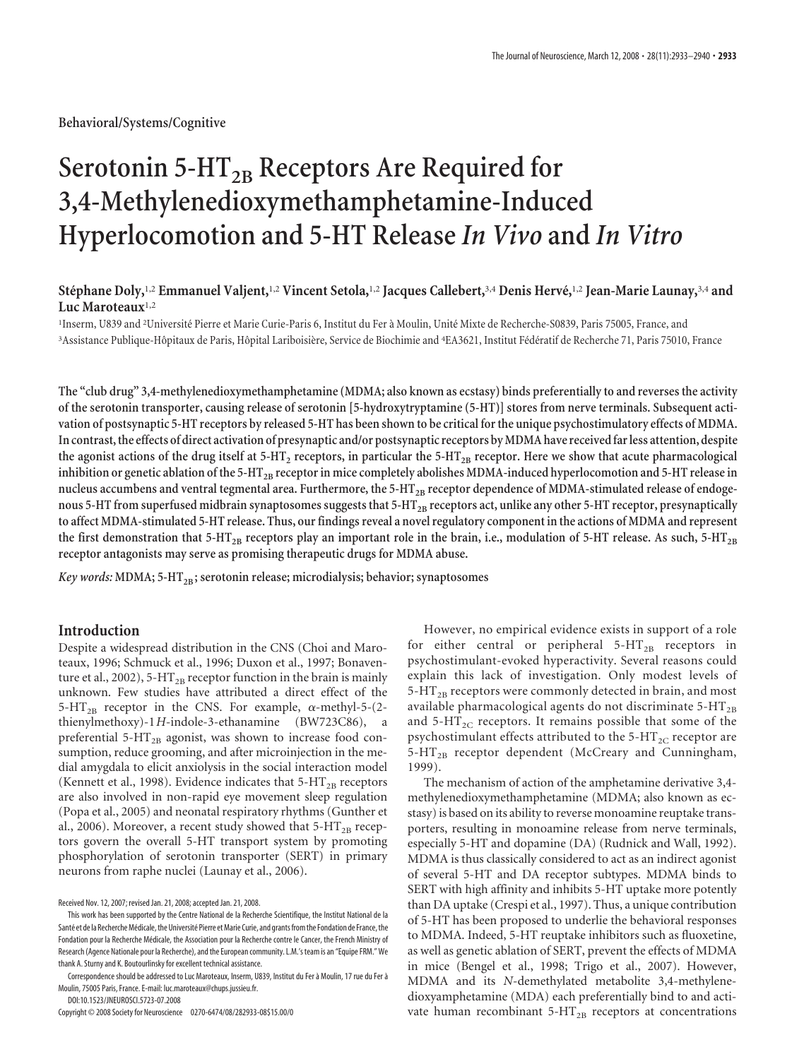Behavioral/Systems/Cognitive

# Serotonin 5-$HT_{2B}$ Receptors Are Required for 3,4-Methylenedioxymethamphetamine-Induced Hyperlocomotion and 5-HT Release *In Vivo* and *In Vitro*

**Stéphane Doly,[1,2] Emmanuel Valjent,[1,2] Vincent Setola,[1,2] Jacques Callebert,[3,4] Denis Hervé,[1,2] Jean-Marie Launay,[3,4] and Luc Maroteaux[1,2]**

[1]Inserm, U839 and [2]Université Pierre et Marie Curie-Paris 6, Institut du Fer à Moulin, Unité Mixte de Recherche-S0839, Paris 75005, France, and [3]Assistance Publique-Hôpitaux de Paris, Hôpital Lariboisière, Service de Biochimie and [4]EA3621, Institut Fédératif de Recherche 71, Paris 75010, France

**The "club drug" 3,4-methylenedioxymethamphetamine (MDMA; also known as ecstasy) binds preferentially to and reverses the activity of the serotonin transporter, causing release of serotonin [5-hydroxytryptamine (5-HT)] stores from nerve terminals. Subsequent activation of postsynaptic 5-HT receptors by released 5-HT has been shown to be critical for the unique psychostimulatory effects of MDMA. In contrast, the effects of direct activation of presynaptic and/or postsynaptic receptors by MDMA have received far less attention, despite the agonist actions of the drug itself at 5-$HT_2$ receptors, in particular the 5-$HT_{2B}$ receptor. Here we show that acute pharmacological inhibition or genetic ablation of the 5-$HT_{2B}$ receptor in mice completely abolishes MDMA-induced hyperlocomotion and 5-HT release in nucleus accumbens and ventral tegmental area. Furthermore, the 5-$HT_{2B}$ receptor dependence of MDMA-stimulated release of endogenous 5-HT from superfused midbrain synaptosomes suggests that 5-$HT_{2B}$ receptors act, unlike any other 5-HT receptor, presynaptically to affect MDMA-stimulated 5-HT release. Thus, our findings reveal a novel regulatory component in the actions of MDMA and represent the first demonstration that 5-$HT_{2B}$ receptors play an important role in the brain, i.e., modulation of 5-HT release. As such, 5-$HT_{2B}$ receptor antagonists may serve as promising therapeutic drugs for MDMA abuse.**

*Key words:* **MDMA; 5-$HT_{2B}$; serotonin release; microdialysis; behavior; synaptosomes**

## Introduction

Despite a widespread distribution in the CNS (Choi and Maroteaux, 1996; Schmuck et al., 1996; Duxon et al., 1997; Bonaventure et al., 2002), 5-$HT_{2B}$ receptor function in the brain is mainly unknown. Few studies have attributed a direct effect of the 5-$HT_{2B}$ receptor in the CNS. For example, α-methyl-5-(2-thienylmethoxy)-1*H*-indole-3-ethanamine (BW723C86), a preferential 5-$HT_{2B}$ agonist, was shown to increase food consumption, reduce grooming, and after microinjection in the medial amygdala to elicit anxiolysis in the social interaction model (Kennett et al., 1998). Evidence indicates that 5-$HT_{2B}$ receptors are also involved in non-rapid eye movement sleep regulation (Popa et al., 2005) and neonatal respiratory rhythms (Gunther et al., 2006). Moreover, a recent study showed that 5-$HT_{2B}$ receptors govern the overall 5-HT transport system by promoting phosphorylation of serotonin transporter (SERT) in primary neurons from raphe nuclei (Launay et al., 2006).

However, no empirical evidence exists in support of a role for either central or peripheral 5-$HT_{2B}$ receptors in psychostimulant-evoked hyperactivity. Several reasons could explain this lack of investigation. Only modest levels of 5-$HT_{2B}$ receptors were commonly detected in brain, and most available pharmacological agents do not discriminate 5-$HT_{2B}$ and 5-$HT_{2C}$ receptors. It remains possible that some of the psychostimulant effects attributed to the 5-$HT_{2C}$ receptor are 5-$HT_{2B}$ receptor dependent (McCreary and Cunningham, 1999).

The mechanism of action of the amphetamine derivative 3,4-methylenedioxymethamphetamine (MDMA; also known as ecstasy) is based on its ability to reverse monoamine reuptake transporters, resulting in monoamine release from nerve terminals, especially 5-HT and dopamine (DA) (Rudnick and Wall, 1992). MDMA is thus classically considered to act as an indirect agonist of several 5-HT and DA receptor subtypes. MDMA binds to SERT with high affinity and inhibits 5-HT uptake more potently than DA uptake (Crespi et al., 1997). Thus, a unique contribution of 5-HT has been proposed to underlie the behavioral responses to MDMA. Indeed, 5-HT reuptake inhibitors such as fluoxetine, as well as genetic ablation of SERT, prevent the effects of MDMA in mice (Bengel et al., 1998; Trigo et al., 2007). However, MDMA and its *N*-demethylated metabolite 3,4-methylenedioxyamphetamine (MDA) each preferentially bind to and activate human recombinant 5-$HT_{2B}$ receptors at concentrations

Received Nov. 12, 2007; revised Jan. 21, 2008; accepted Jan. 21, 2008.

This work has been supported by the Centre National de la Recherche Scientifique, the Institut National de la Santé et de la Recherche Médicale, the Université Pierre et Marie Curie, and grants from the Fondation de France, the Fondation pour la Recherche Médicale, the Association pour la Recherche contre le Cancer, the French Ministry of Research (Agence Nationale pour la Recherche), and the European community. L.M.'s team is an "Equipe FRM." We thank A. Sturny and K. Boutourlinsky for excellent technical assistance.

Correspondence should be addressed to Luc Maroteaux, Inserm, U839, Institut du Fer à Moulin, 17 rue du Fer à Moulin, 75005 Paris, France. E-mail: luc.maroteaux@chups.jussieu.fr.

DOI:10.1523/JNEUROSCI.5723-07.2008

Copyright © 2008 Society for Neuroscience 0270-6474/08/282933-08$15.00/0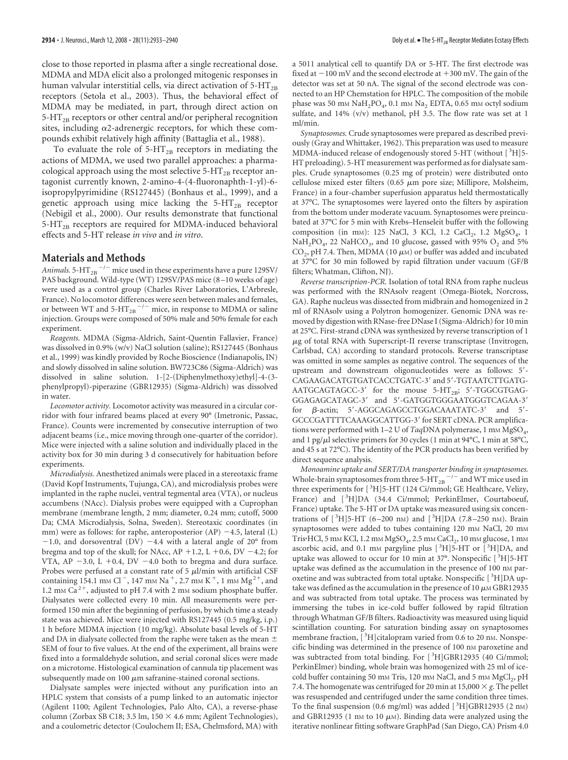close to those reported in plasma after a single recreational dose. MDMA and MDA elicit also a prolonged mitogenic responses in human valvular interstitial cells, via direct activation of 5-HT$_{2B}$ receptors (Setola et al., 2003). Thus, the behavioral effect of MDMA may be mediated, in part, through direct action on 5-HT$_{2B}$ receptors or other central and/or peripheral recognition sites, including $\alpha$2-adrenergic receptors, for which these compounds exhibit relatively high affinity (Battaglia et al., 1988).

To evaluate the role of 5-HT$_{2B}$ receptors in mediating the actions of MDMA, we used two parallel approaches: a pharmacological approach using the most selective 5-HT$_{2B}$ receptor antagonist currently known, 2-amino-4-(4-fluoronaphth-1-yl)-6-isopropylpyrimidine (RS127445) (Bonhaus et al., 1999), and a genetic approach using mice lacking the 5-HT$_{2B}$ receptor (Nebigil et al., 2000). Our results demonstrate that functional 5-HT$_{2B}$ receptors are required for MDMA-induced behavioral effects and 5-HT release *in vivo* and *in vitro*.

## Materials and Methods

*Animals.* 5-HT$_{2B}$$^{-/-}$ mice used in these experiments have a pure 129SV/PAS background. Wild-type (WT) 129SV/PAS mice (8–10 weeks of age) were used as a control group (Charles River Laboratories, L'Arbresle, France). No locomotor differences were seen between males and females, or between WT and 5-HT$_{2B}$$^{-/-}$ mice, in response to MDMA or saline injection. Groups were composed of 50% male and 50% female for each experiment.

*Reagents.* MDMA (Sigma-Aldrich, Saint-Quentin Fallavier, France) was dissolved in 0.9% (w/v) NaCl solution (saline); RS127445 (Bonhaus et al., 1999) was kindly provided by Roche Bioscience (Indianapolis, IN) and slowly dissolved in saline solution. BW723C86 (Sigma-Aldrich) was dissolved in saline solution. 1-[2-(Diphenylmethoxy)ethyl]-4-(3-phenylpropyl)-piperazine (GBR12935) (Sigma-Aldrich) was dissolved in water.

*Locomotor activity.* Locomotor activity was measured in a circular corridor with four infrared beams placed at every 90° (Imetronic, Passac, France). Counts were incremented by consecutive interruption of two adjacent beams (i.e., mice moving through one-quarter of the corridor). Mice were injected with a saline solution and individually placed in the activity box for 30 min during 3 d consecutively for habituation before experiments.

*Microdialysis.* Anesthetized animals were placed in a stereotaxic frame (David Kopf Instruments, Tujunga, CA), and microdialysis probes were implanted in the raphe nuclei, ventral tegmental area (VTA), or nucleus accumbens (NAcc). Dialysis probes were equipped with a Cuprophan membrane (membrane length, 2 mm; diameter, 0.24 mm; cutoff, 5000 Da; CMA Microdialysis, Solna, Sweden). Stereotaxic coordinates (in mm) were as follows: for raphe, anteroposterior (AP) −4.5, lateral (L) −1.0, and dorsoventral (DV) −4.4 with a lateral angle of 20° from bregma and top of the skull; for NAcc, AP +1.2, L +0.6, DV −4.2; for VTA, AP −3.0, L +0.4, DV −4.0 both to bregma and dura surface. Probes were perfused at a constant rate of 5 µl/min with artificial CSF containing 154.1 mM $Cl^-$, 147 mM $Na^+$, 2.7 mM $K^+$, 1 mM $Mg^{2+}$, and 1.2 mM $Ca^{2+}$, adjusted to pH 7.4 with 2 mM sodium phosphate buffer. Dialysates were collected every 10 min. All measurements were performed 150 min after the beginning of perfusion, by which time a steady state was achieved. Mice were injected with RS127445 (0.5 mg/kg, i.p.) 1 h before MDMA injection (10 mg/kg). Absolute basal levels of 5-HT and DA in dialysate collected from the raphe were taken as the mean ± SEM of four to five values. At the end of the experiment, all brains were fixed into a formaldehyde solution, and serial coronal slices were made on a microtome. Histological examination of cannula tip placement was subsequently made on 100 µm safranine-stained coronal sections.

Dialysate samples were injected without any purification into an HPLC system that consists of a pump linked to an automatic injector (Agilent 1100; Agilent Technologies, Palo Alto, CA), a reverse-phase column (Zorbax SB C18; 3.5 lm, 150 × 4.6 mm; Agilent Technologies), and a coulometric detector (Coulochem II; ESA, Chelmsford, MA) with a 5011 analytical cell to quantify DA or 5-HT. The first electrode was fixed at −100 mV and the second electrode at +300 mV. The gain of the detector was set at 50 nA. The signal of the second electrode was connected to an HP Chemstation for HPLC. The composition of the mobile phase was 50 mM $NaH_2PO_4$, 0.1 mM $Na_2$ EDTA, 0.65 mM octyl sodium sulfate, and 14% (v/v) methanol, pH 3.5. The flow rate was set at 1 ml/min.

*Synaptosomes.* Crude synaptosomes were prepared as described previously (Gray and Whittaker, 1962). This preparation was used to measure MDMA-induced release of endogenously stored 5-HT (without [$^3$H]5-HT preloading). 5-HT measurement was performed as for dialysate samples. Crude synaptosomes (0.25 mg of protein) were distributed onto cellulose mixed ester filters (0.65 µm pore size; Millipore, Molsheim, France) in a four-chamber superfusion apparatus held thermostatically at 37°C. The synaptosomes were layered onto the filters by aspiration from the bottom under moderate vacuum. Synaptosomes were preincubated at 37°C for 5 min with Krebs–Henseleit buffer with the following composition (in mM): 125 NaCl, 3 KCl, 1.2 $CaCl_2$, 1.2 $MgSO_4$, 1 $NaH_2PO_4$, 22 $NaHCO_3$, and 10 glucose, gassed with 95% $O_2$ and 5% $CO_2$, pH 7.4. Then, MDMA (10 µM) or buffer was added and incubated at 37°C for 30 min followed by rapid filtration under vacuum (GF/B filters; Whatman, Clifton, NJ).

*Reverse transcription-PCR.* Isolation of total RNA from raphe nucleus was performed with the RNAsolv reagent (Omega-Biotek, Norcross, GA). Raphe nucleus was dissected from midbrain and homogenized in 2 ml of RNAsolv using a Polytron homogenizer. Genomic DNA was removed by digestion with RNase-free DNase I (Sigma-Aldrich) for 10 min at 25°C. First-strand cDNA was synthesized by reverse transcription of 1 µg of total RNA with Superscript-II reverse transcriptase (Invitrogen, Carlsbad, CA) according to standard protocols. Reverse transcriptase was omitted in some samples as negative control. The sequences of the upstream and downstream oligonucleotides were as follows: 5′-CAGAAGACATGTGATCACCTGATC-3′ and 5′-TGTAATCTTGATGAATGCAGTAGCC-3′ for the mouse 5-HT$_{2B}$; 5′-TGGCGTGAGGGAGAGCATAGC-3′ and 5′-GATGGTGGGAATGGGTCAGAA-3′ for β-actin; 5′-AGGCAGAGCCTGGACAAATATC-3′ and 5′-GCCCGATTTTCAAAGGCATTGG-3′ for SERT cDNA. PCR amplifications were performed with 1–2 U of *Taq*DNA polymerase, 1 mM $MgSO_4$, and 1 pg/µl selective primers for 30 cycles (1 min at 94°C, 1 min at 58°C, and 45 s at 72°C). The identity of the PCR products has been verified by direct sequence analysis.

*Monoamine uptake and SERT/DA transporter binding in synaptosomes.* Whole-brain synaptosomes from three 5-HT$_{2B}$$^{-/-}$ and WT mice used in three experiments for [$^3$H]5-HT (124 Ci/mmol; GE Healthcare, Velizy, France) and [$^3$H]DA (34.4 Ci/mmol; PerkinElmer, Courtaboeuf, France) uptake. The 5-HT or DA uptake was measured using six concentrations of [$^3$H]5-HT (6–200 nM) and [$^3$H]DA (7.8–250 nM). Brain synaptosomes were added to tubes containing 120 mM NaCl, 20 mM Tris·HCl, 5 mM KCl, 1.2 mM $MgSO_4$, 2.5 mM $CaCl_2$, 10 mM glucose, 1 mM ascorbic acid, and 0.1 mM pargyline plus [$^3$H]5-HT or [$^3$H]DA, and uptake was allowed to occur for 10 min at 37°. Nonspecific [$^3$H]5-HT uptake was defined as the accumulation in the presence of 100 nM paroxetine and was subtracted from total uptake. Nonspecific [$^3$H]DA uptake was defined as the accumulation in the presence of 10 µM GBR12935 and was subtracted from total uptake. The process was terminated by immersing the tubes in ice-cold buffer followed by rapid filtration through Whatman GF/B filters. Radioactivity was measured using liquid scintillation counting. For saturation binding assay on synaptosomes membrane fraction, [$^3$H]citalopram varied from 0.6 to 20 nM. Nonspecific binding was determined in the presence of 100 nM paroxetine and was subtracted from total binding. For [$^3$H]GBR12935 (40 Ci/mmol; PerkinElmer) binding, whole brain was homogenized with 25 ml of ice-cold buffer containing 50 mM Tris, 120 mM NaCl, and 5 mM $MgCl_2$, pH 7.4. The homogenate was centrifuged for 20 min at 15,000 × *g*. The pellet was resuspended and centrifuged under the same condition three times. To the final suspension (0.6 mg/ml) was added [$^3$H]GBR12935 (2 nM) and GBR12935 (1 nM to 10 µM). Binding data were analyzed using the iterative nonlinear fitting software GraphPad (San Diego, CA) Prism 4.0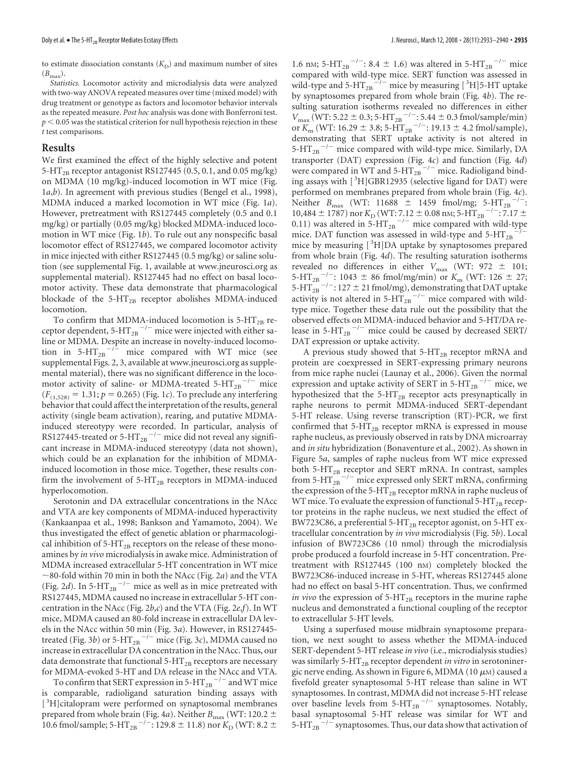to estimate dissociation constants ($K_D$) and maximum number of sites ($B_{max}$).

*Statistics.* Locomotor activity and microdialysis data were analyzed with two-way ANOVA repeated measures over time (mixed model) with drug treatment or genotype as factors and locomotor behavior intervals as the repeated measure. *Post hoc* analysis was done with Bonferroni test. $p < 0.05$ was the statistical criterion for null hypothesis rejection in these *t* test comparisons.

## Results

We first examined the effect of the highly selective and potent 5-$HT_{2B}$ receptor antagonist RS127445 (0.5, 0.1, and 0.05 mg/kg) on MDMA (10 mg/kg)-induced locomotion in WT mice (Fig. 1*a*,*b*). In agreement with previous studies (Bengel et al., 1998), MDMA induced a marked locomotion in WT mice (Fig. 1*a*). However, pretreatment with RS127445 completely (0.5 and 0.1 mg/kg) or partially (0.05 mg/kg) blocked MDMA-induced locomotion in WT mice (Fig. 1*b*). To rule out any nonspecific basal locomotor effect of RS127445, we compared locomotor activity in mice injected with either RS127445 (0.5 mg/kg) or saline solution (see supplemental Fig. 1, available at www.jneurosci.org as supplemental material). RS127445 had no effect on basal locomotor activity. These data demonstrate that pharmacological blockade of the 5-$HT_{2B}$ receptor abolishes MDMA-induced locomotion.

To confirm that MDMA-induced locomotion is 5-$HT_{2B}$ receptor dependent, 5-$HT_{2B}{}^{-/-}$ mice were injected with either saline or MDMA. Despite an increase in novelty-induced locomotion in 5-$HT_{2B}{}^{-/-}$ mice compared with WT mice (see supplemental Figs. 2, 3, available at www.jneurosci.org as supplemental material), there was no significant difference in the locomotor activity of saline- or MDMA-treated 5-$HT_{2B}{}^{-/-}$ mice ($F_{(1,528)} = 1.31$; $p = 0.265$) (Fig. 1*c*). To preclude any interfering behavior that could affect the interpretation of the results, general activity (single beam activation), rearing, and putative MDMA-induced stereotypy were recorded. In particular, analysis of RS127445-treated or 5-$HT_{2B}{}^{-/-}$ mice did not reveal any significant increase in MDMA-induced stereotypy (data not shown), which could be an explanation for the inhibition of MDMA-induced locomotion in those mice. Together, these results confirm the involvement of 5-$HT_{2B}$ receptors in MDMA-induced hyperlocomotion.

Serotonin and DA extracellular concentrations in the NAcc and VTA are key components of MDMA-induced hyperactivity (Kankaanpaa et al., 1998; Bankson and Yamamoto, 2004). We thus investigated the effect of genetic ablation or pharmacological inhibition of 5-$HT_{2B}$ receptors on the release of these monoamines by *in vivo* microdialysis in awake mice. Administration of MDMA increased extracellular 5-HT concentration in WT mice ~80-fold within 70 min in both the NAcc (Fig. 2*a*) and the VTA (Fig. 2*d*). In 5-$HT_{2B}{}^{-/-}$ mice as well as in mice pretreated with RS127445, MDMA caused no increase in extracellular 5-HT concentration in the NAcc (Fig. 2*b*,*c*) and the VTA (Fig. 2*e*,*f*). In WT mice, MDMA caused an 80-fold increase in extracellular DA levels in the NAcc within 50 min (Fig. 3*a*). However, in RS127445-treated (Fig. 3*b*) or 5-$HT_{2B}{}^{-/-}$ mice (Fig. 3*c*), MDMA caused no increase in extracellular DA concentration in the NAcc. Thus, our data demonstrate that functional 5-$HT_{2B}$ receptors are necessary for MDMA-evoked 5-HT and DA release in the NAcc and VTA.

To confirm that SERT expression in 5-$HT_{2B}{}^{-/-}$ and WT mice is comparable, radioligand saturation binding assays with [$^3$H]citalopram were performed on synaptosomal membranes prepared from whole brain (Fig. 4*a*). Neither $B_{max}$ (WT: 120.2 ± 10.6 fmol/sample; 5-$HT_{2B}{}^{-/-}$: 129.8 ± 11.8) nor $K_D$ (WT: 8.2 ± 1.6 nM; 5-$HT_{2B}{}^{-/-}$: 8.4 ± 1.6) was altered in 5-$HT_{2B}{}^{-/-}$ mice compared with wild-type mice. SERT function was assessed in wild-type and 5-$HT_{2B}{}^{-/-}$ mice by measuring [$^3$H]5-HT uptake by synaptosomes prepared from whole brain (Fig. 4*b*). The resulting saturation isotherms revealed no differences in either $V_{max}$ (WT: 5.22 ± 0.3; 5-$HT_{2B}{}^{-/-}$: 5.44 ± 0.3 fmol/sample/min) or $K_m$ (WT: 16.29 ± 3.8; 5-$HT_{2B}{}^{-/-}$: 19.13 ± 4.2 fmol/sample), demonstrating that SERT uptake activity is not altered in 5-$HT_{2B}{}^{-/-}$ mice compared with wild-type mice. Similarly, DA transporter (DAT) expression (Fig. 4*c*) and function (Fig. 4*d*) were compared in WT and 5-$HT_{2B}{}^{-/-}$ mice. Radioligand binding assays with [$^3$H]GBR12935 (selective ligand for DAT) were performed on membranes prepared from whole brain (Fig. 4*c*). Neither $B_{max}$ (WT: 11688 ± 1459 fmol/mg; 5-$HT_{2B}{}^{-/-}$: 10,484 ± 1787) nor $K_D$ (WT: 7.12 ± 0.08 nM; 5-$HT_{2B}{}^{-/-}$: 7.17 ± 0.11) was altered in 5-$HT_{2B}{}^{-/-}$ mice compared with wild-type mice. DAT function was assessed in wild-type and 5-$HT_{2B}{}^{-/-}$ mice by measuring [$^3$H]DA uptake by synaptosomes prepared from whole brain (Fig. 4*d*). The resulting saturation isotherms revealed no differences in either $V_{max}$ (WT: 972 ± 101; 5-$HT_{2B}{}^{-/-}$: 1043 ± 86 fmol/mg/min) or $K_m$ (WT: 126 ± 27; 5-$HT_{2B}{}^{-/-}$: 127 ± 21 fmol/mg), demonstrating that DAT uptake activity is not altered in 5-$HT_{2B}{}^{-/-}$ mice compared with wild-type mice. Together these data rule out the possibility that the observed effects on MDMA-induced behavior and 5-HT/DA release in 5-$HT_{2B}{}^{-/-}$ mice could be caused by decreased SERT/DAT expression or uptake activity.

A previous study showed that 5-$HT_{2B}$ receptor mRNA and protein are coexpressed in SERT-expressing primary neurons from mice raphe nuclei (Launay et al., 2006). Given the normal expression and uptake activity of SERT in 5-$HT_{2B}{}^{-/-}$ mice, we hypothesized that the 5-$HT_{2B}$ receptor acts presynaptically in raphe neurons to permit MDMA-induced SERT-dependant 5-HT release. Using reverse transcription (RT)-PCR, we first confirmed that 5-$HT_{2B}$ receptor mRNA is expressed in mouse raphe nucleus, as previously observed in rats by DNA microarray and *in situ* hybridization (Bonaventure et al., 2002). As shown in Figure 5*a*, samples of raphe nucleus from WT mice expressed both 5-$HT_{2B}$ receptor and SERT mRNA. In contrast, samples from 5-$HT_{2B}{}^{-/-}$ mice expressed only SERT mRNA, confirming the expression of the 5-$HT_{2B}$ receptor mRNA in raphe nucleus of WT mice. To evaluate the expression of functional 5-$HT_{2B}$ receptor proteins in the raphe nucleus, we next studied the effect of BW723C86, a preferential 5-$HT_{2B}$ receptor agonist, on 5-HT extracellular concentration by *in vivo* microdialysis (Fig. 5*b*). Local infusion of BW723C86 (10 nmol) through the microdialysis probe produced a fourfold increase in 5-HT concentration. Pretreatment with RS127445 (100 nM) completely blocked the BW723C86-induced increase in 5-HT, whereas RS127445 alone had no effect on basal 5-HT concentration. Thus, we confirmed *in vivo* the expression of 5-$HT_{2B}$ receptors in the murine raphe nucleus and demonstrated a functional coupling of the receptor to extracellular 5-HT levels.

Using a superfused mouse midbrain synaptosome preparation, we next sought to assess whether the MDMA-induced SERT-dependent 5-HT release *in vivo* (i.e., microdialysis studies) was similarly 5-$HT_{2B}$ receptor dependent *in vitro* in serotoninergic nerve ending. As shown in Figure 6, MDMA (10 μM) caused a fivefold greater synaptosomal 5-HT release than saline in WT synaptosomes. In contrast, MDMA did not increase 5-HT release over baseline levels from 5-$HT_{2B}{}^{-/-}$ synaptosomes. Notably, basal synaptosomal 5-HT release was similar for WT and 5-$HT_{2B}{}^{-/-}$ synaptosomes. Thus, our data show that activation of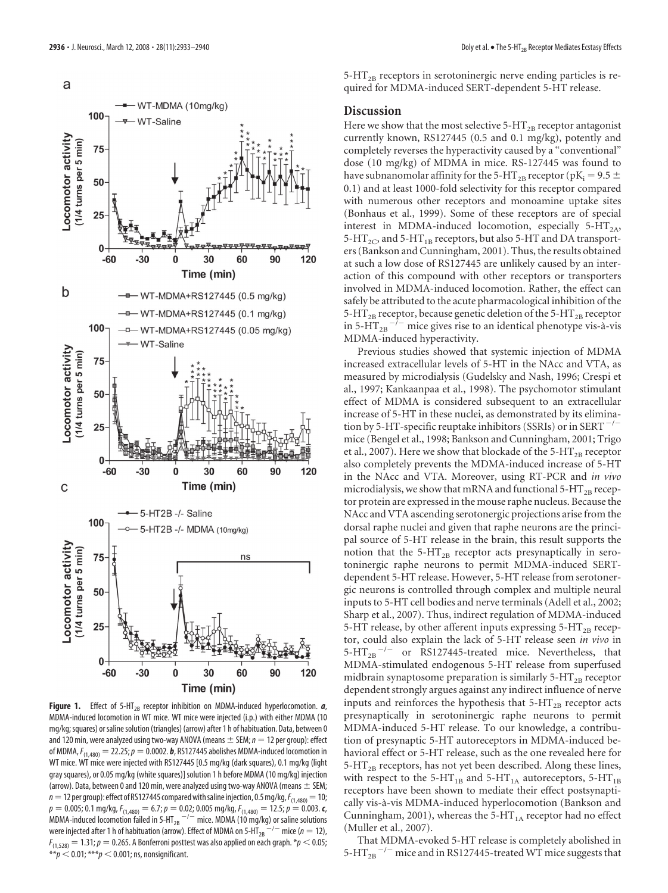**Figure 1.** Effect of 5-$HT_{2B}$ receptor inhibition on MDMA-induced hyperlocomotion. ***a***, MDMA-induced locomotion in WT mice. WT mice were injected (i.p.) with either MDMA (10 mg/kg; squares) or saline solution (triangles) (arrow) after 1 h of habituation. Data, between 0 and 120 min, were analyzed using two-way ANOVA (means ± SEM; $n = 12$ per group): effect of MDMA, $F_{(1,480)} = 22.25$; $p = 0.0002$. ***b***, RS127445 abolishes MDMA-induced locomotion in WT mice. WT mice were injected with RS127445 [0.5 mg/kg (dark squares), 0.1 mg/kg (light gray squares), or 0.05 mg/kg (white squares)] solution 1 h before MDMA (10 mg/kg) injection (arrow). Data, between 0 and 120 min, were analyzed using two-way ANOVA (means ± SEM; $n = 12$ per group): effect of RS127445 compared with saline injection, 0.5 mg/kg, $F_{(1,480)} = 10$; $p = 0.005$; 0.1 mg/kg, $F_{(1,480)} = 6.7$; $p = 0.02$; 0.005 mg/kg, $F_{(1,480)} = 12.5$; $p = 0.003$. ***c***, MDMA-induced locomotion failed in 5-$HT_{2B}{}^{-/-}$ mice. MDMA (10 mg/kg) or saline solutions were injected after 1 h of habituation (arrow). Effect of MDMA on 5-$HT_{2B}{}^{-/-}$ mice ($n = 12$), $F_{(1,528)} = 1.31$; $p = 0.265$. A Bonferroni posttest was also applied on each graph. *$p < 0.05$; **$p < 0.01$; ***$p < 0.001$; ns, nonsignificant.

5-$HT_{2B}$ receptors in serotoninergic nerve ending particles is required for MDMA-induced SERT-dependent 5-HT release.

## Discussion

Here we show that the most selective 5-$HT_{2B}$ receptor antagonist currently known, RS127445 (0.5 and 0.1 mg/kg), potently and completely reverses the hyperactivity caused by a "conventional" dose (10 mg/kg) of MDMA in mice. RS-127445 was found to have subnanomolar affinity for the 5-$HT_{2B}$ receptor ($pK_i = 9.5 \pm 0.1$) and at least 1000-fold selectivity for this receptor compared with numerous other receptors and monoamine uptake sites (Bonhaus et al., 1999). Some of these receptors are of special interest in MDMA-induced locomotion, especially 5-$HT_{2A}$, 5-$HT_{2C}$, and 5-$HT_{1B}$ receptors, but also 5-HT and DA transporters (Bankson and Cunningham, 2001). Thus, the results obtained at such a low dose of RS127445 are unlikely caused by an interaction of this compound with other receptors or transporters involved in MDMA-induced locomotion. Rather, the effect can safely be attributed to the acute pharmacological inhibition of the 5-$HT_{2B}$ receptor, because genetic deletion of the 5-$HT_{2B}$ receptor in 5-$HT_{2B}{}^{-/-}$ mice gives rise to an identical phenotype vis-à-vis MDMA-induced hyperactivity.

Previous studies showed that systemic injection of MDMA increased extracellular levels of 5-HT in the NAcc and VTA, as measured by microdialysis (Gudelsky and Nash, 1996; Crespi et al., 1997; Kankaanpaa et al., 1998). The psychomotor stimulant effect of MDMA is considered subsequent to an extracellular increase of 5-HT in these nuclei, as demonstrated by its elimination by 5-HT-specific reuptake inhibitors (SSRIs) or in SERT$^{-/-}$ mice (Bengel et al., 1998; Bankson and Cunningham, 2001; Trigo et al., 2007). Here we show that blockade of the 5-$HT_{2B}$ receptor also completely prevents the MDMA-induced increase of 5-HT in the NAcc and VTA. Moreover, using RT-PCR and *in vivo* microdialysis, we show that mRNA and functional 5-$HT_{2B}$ receptor protein are expressed in the mouse raphe nucleus. Because the NAcc and VTA ascending serotonergic projections arise from the dorsal raphe nuclei and given that raphe neurons are the principal source of 5-HT release in the brain, this result supports the notion that the 5-$HT_{2B}$ receptor acts presynaptically in serotoninergic raphe neurons to permit MDMA-induced SERT-dependent 5-HT release. However, 5-HT release from serotonergic neurons is controlled through complex and multiple neural inputs to 5-HT cell bodies and nerve terminals (Adell et al., 2002; Sharp et al., 2007). Thus, indirect regulation of MDMA-induced 5-HT release, by other afferent inputs expressing 5-$HT_{2B}$ receptor, could also explain the lack of 5-HT release seen *in vivo* in 5-$HT_{2B}{}^{-/-}$ or RS127445-treated mice. Nevertheless, that MDMA-stimulated endogenous 5-HT release from superfused midbrain synaptosome preparation is similarly 5-$HT_{2B}$ receptor dependent strongly argues against any indirect influence of nerve inputs and reinforces the hypothesis that 5-$HT_{2B}$ receptor acts presynaptically in serotoninergic raphe neurons to permit MDMA-induced 5-HT release. To our knowledge, a contribution of presynaptic 5-HT autoreceptors in MDMA-induced behavioral effect or 5-HT release, such as the one revealed here for 5-$HT_{2B}$ receptors, has not yet been described. Along these lines, with respect to the 5-$HT_{1B}$ and 5-$HT_{1A}$ autoreceptors, 5-$HT_{1B}$ receptors have been shown to mediate their effect postsynaptically vis-à-vis MDMA-induced hyperlocomotion (Bankson and Cunningham, 2001), whereas the 5-$HT_{1A}$ receptor had no effect (Muller et al., 2007).

That MDMA-evoked 5-HT release is completely abolished in 5-$HT_{2B}{}^{-/-}$ mice and in RS127445-treated WT mice suggests that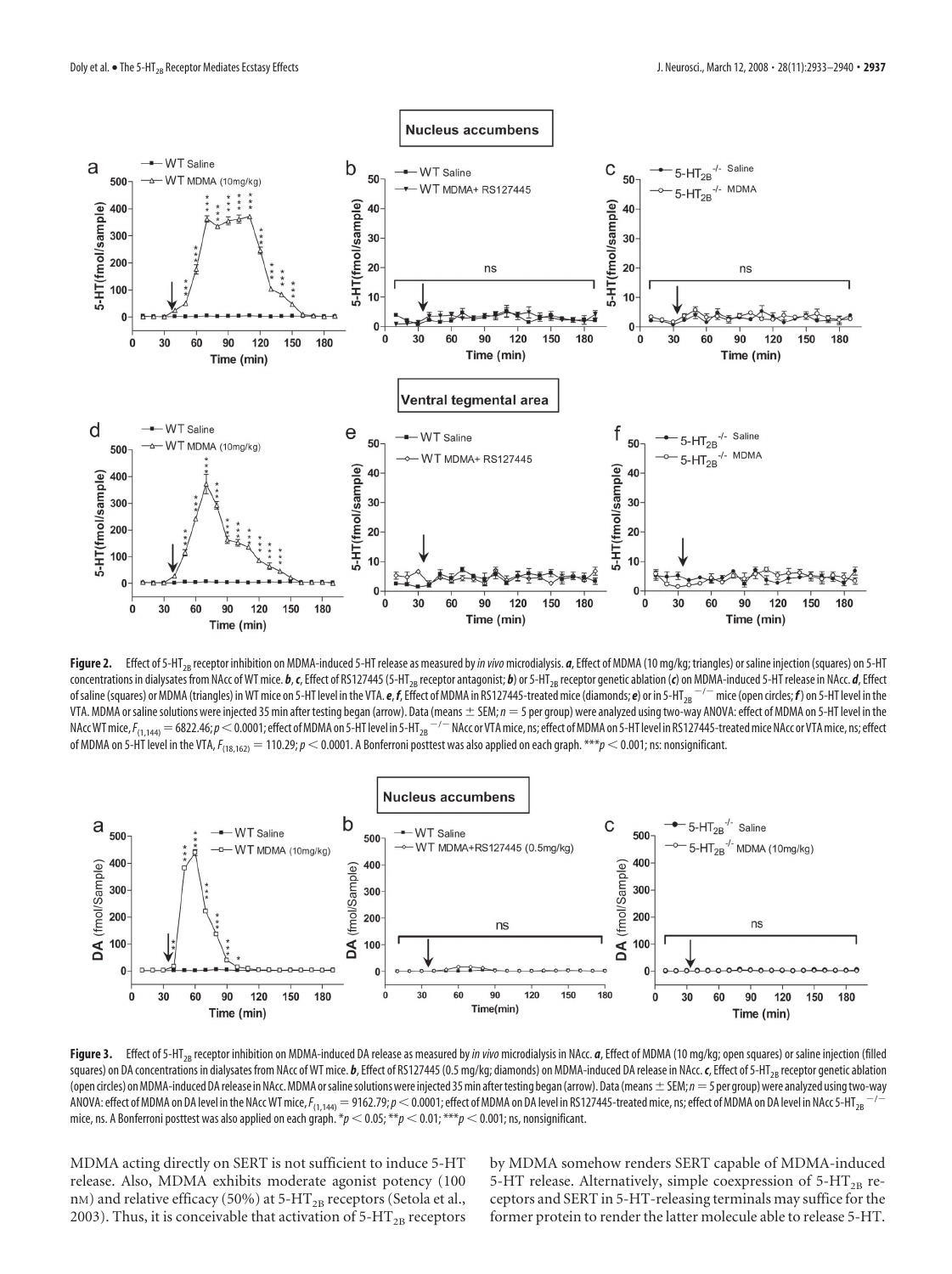**Figure 2.** Effect of 5-$HT_{2B}$ receptor inhibition on MDMA-induced 5-HT release as measured by *in vivo* microdialysis. ***a***, Effect of MDMA (10 mg/kg; triangles) or saline injection (squares) on 5-HT concentrations in dialysates from NAcc of WT mice. ***b***, ***c***, Effect of RS127445 (5-$HT_{2B}$ receptor antagonist; ***b***) or 5-$HT_{2B}$ receptor genetic ablation (***c***) on MDMA-induced 5-HT release in NAcc. ***d***, Effect of saline (squares) or MDMA (triangles) in WT mice on 5-HT level in the VTA. ***e***, ***f***, Effect of MDMA in RS127445-treated mice (diamonds; ***e***) or in 5-$HT_{2B}$$^{-/-}$ mice (open circles; ***f***) on 5-HT level in the VTA. MDMA or saline solutions were injected 35 min after testing began (arrow). Data (means ± SEM; $n = 5$ per group) were analyzed using two-way ANOVA: effect of MDMA on 5-HT level in the NAcc WT mice, $F_{(1,144)} = 6822.46$; $p < 0.0001$; effect of MDMA on 5-HT level in 5-$HT_{2B}$$^{-/-}$ NAcc or VTA mice, ns; effect of MDMA on 5-HT level in RS127445-treated mice NAcc or VTA mice, ns; effect of MDMA on 5-HT level in the VTA, $F_{(18,162)} = 110.29$; $p < 0.0001$. A Bonferroni posttest was also applied on each graph. ***$p < 0.001$; ns: nonsignificant.

**Figure 3.** Effect of 5-$HT_{2B}$ receptor inhibition on MDMA-induced DA release as measured by *in vivo* microdialysis in NAcc. ***a***, Effect of MDMA (10 mg/kg; open squares) or saline injection (filled squares) on DA concentrations in dialysates from NAcc of WT mice. ***b***, Effect of RS127445 (0.5 mg/kg; diamonds) on MDMA-induced DA release in NAcc. ***c***, Effect of 5-$HT_{2B}$ receptor genetic ablation (open circles) on MDMA-induced DA release in NAcc. MDMA or saline solutions were injected 35 min after testing began (arrow). Data (means ± SEM; $n = 5$ per group) were analyzed using two-way ANOVA: effect of MDMA on DA level in the NAcc WT mice, $F_{(1,144)} = 9162.79$; $p < 0.0001$; effect of MDMA on DA level in RS127445-treated mice, ns; effect of MDMA on DA level in NAcc 5-$HT_{2B}$$^{-/-}$ mice, ns. A Bonferroni posttest was also applied on each graph. *$p < 0.05$; **$p < 0.01$; ***$p < 0.001$; ns, nonsignificant.

MDMA acting directly on SERT is not sufficient to induce 5-HT release. Also, MDMA exhibits moderate agonist potency (100 nM) and relative efficacy (50%) at 5-$HT_{2B}$ receptors (Setola et al., 2003). Thus, it is conceivable that activation of 5-$HT_{2B}$ receptors by MDMA somehow renders SERT capable of MDMA-induced 5-HT release. Alternatively, simple coexpression of 5-$HT_{2B}$ receptors and SERT in 5-HT-releasing terminals may suffice for the former protein to render the latter molecule able to release 5-HT.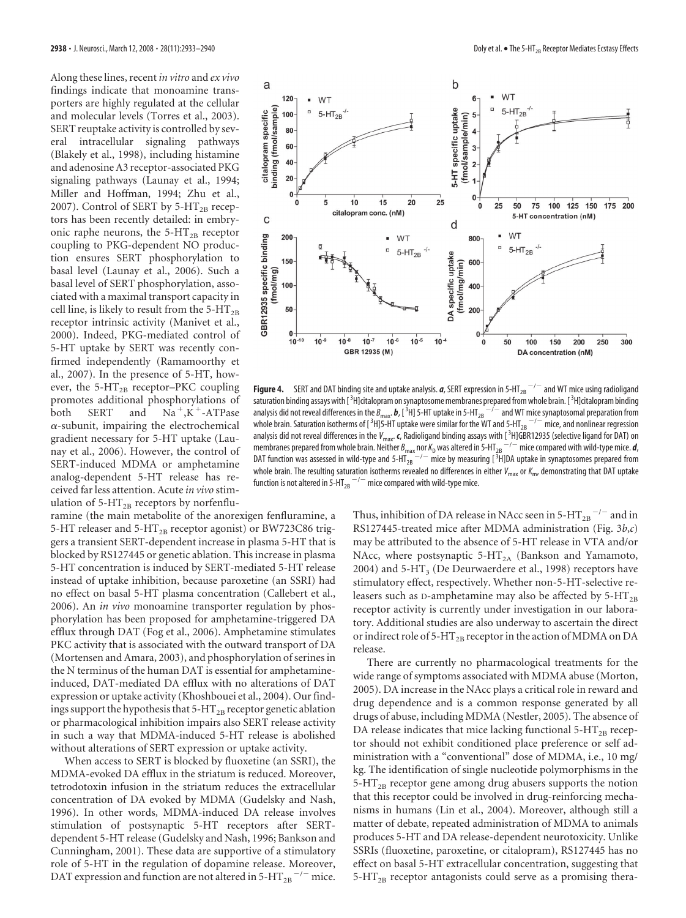Along these lines, recent *in vitro* and *ex vivo* findings indicate that monoamine transporters are highly regulated at the cellular and molecular levels (Torres et al., 2003). SERT reuptake activity is controlled by several intracellular signaling pathways (Blakely et al., 1998), including histamine and adenosine A3 receptor-associated PKG signaling pathways (Launay et al., 1994; Miller and Hoffman, 1994; Zhu et al., 2007). Control of SERT by $5\text{-HT}_{2B}$ receptors has been recently detailed: in embryonic raphe neurons, the $5\text{-HT}_{2B}$ receptor coupling to PKG-dependent NO production ensures SERT phosphorylation to basal level (Launay et al., 2006). Such a basal level of SERT phosphorylation, associated with a maximal transport capacity in cell line, is likely to result from the $5\text{-HT}_{2B}$ receptor intrinsic activity (Manivet et al., 2000). Indeed, PKG-mediated control of 5-HT uptake by SERT was recently confirmed independently (Ramamoorthy et al., 2007). In the presence of 5-HT, however, the $5\text{-HT}_{2B}$ receptor–PKC coupling promotes additional phosphorylations of both SERT and $Na^+,K^+$-ATPase $\alpha$-subunit, impairing the electrochemical gradient necessary for 5-HT uptake (Launay et al., 2006). However, the control of SERT-induced MDMA or amphetamine analog-dependent 5-HT release has received far less attention. Acute *in vivo* stimulation of $5\text{-HT}_{2B}$ receptors by norfenfluramine (the main metabolite of the anorexigen fenfluramine, a 5-HT releaser and $5\text{-HT}_{2B}$ receptor agonist) or BW723C86 triggers a transient SERT-dependent increase in plasma 5-HT that is blocked by RS127445 or genetic ablation. This increase in plasma 5-HT concentration is induced by SERT-mediated 5-HT release instead of uptake inhibition, because paroxetine (an SSRI) had no effect on basal 5-HT plasma concentration (Callebert et al., 2006). An *in vivo* monoamine transporter regulation by phosphorylation has been proposed for amphetamine-triggered DA efflux through DAT (Fog et al., 2006). Amphetamine stimulates PKC activity that is associated with the outward transport of DA (Mortensen and Amara, 2003), and phosphorylation of serines in the N terminus of the human DAT is essential for amphetamine-induced, DAT-mediated DA efflux with no alterations of DAT expression or uptake activity (Khoshbouei et al., 2004). Our findings support the hypothesis that $5\text{-HT}_{2B}$ receptor genetic ablation or pharmacological inhibition impairs also SERT release activity in such a way that MDMA-induced 5-HT release is abolished without alterations of SERT expression or uptake activity.

When access to SERT is blocked by fluoxetine (an SSRI), the MDMA-evoked DA efflux in the striatum is reduced. Moreover, tetrodotoxin infusion in the striatum reduces the extracellular concentration of DA evoked by MDMA (Gudelsky and Nash, 1996). In other words, MDMA-induced DA release involves stimulation of postsynaptic 5-HT receptors after SERT-dependent 5-HT release (Gudelsky and Nash, 1996; Bankson and Cunningham, 2001). These data are supportive of a stimulatory role of 5-HT in the regulation of dopamine release. Moreover, DAT expression and function are not altered in $5\text{-HT}_{2B}{}^{-/-}$ mice. Thus, inhibition of DA release in NAcc seen in $5\text{-HT}_{2B}{}^{-/-}$ and in RS127445-treated mice after MDMA administration (Fig. 3*b*,*c*) may be attributed to the absence of 5-HT release in VTA and/or NAcc, where postsynaptic $5\text{-HT}_{2A}$ (Bankson and Yamamoto, 2004) and $5\text{-HT}_3$ (De Deurwaerdere et al., 1998) receptors have stimulatory effect, respectively. Whether non-5-HT-selective releasers such as D-amphetamine may also be affected by $5\text{-HT}_{2B}$ receptor activity is currently under investigation in our laboratory. Additional studies are also underway to ascertain the direct or indirect role of $5\text{-HT}_{2B}$ receptor in the action of MDMA on DA release.

**Figure 4.** SERT and DAT binding site and uptake analysis. ***a***, SERT expression in $5\text{-HT}_{2B}{}^{-/-}$ and WT mice using radioligand saturation binding assays with [$^3$H]citalopram on synaptosome membranes prepared from whole brain. [$^3$H]citalopram binding analysis did not reveal differences in the $B_{max}$. ***b***, [$^3$H] 5-HT uptake in $5\text{-HT}_{2B}{}^{-/-}$ and WT mice synaptosomal preparation from whole brain. Saturation isotherms of [$^3$H]5-HT uptake were similar for the WT and $5\text{-HT}_{2B}{}^{-/-}$ mice, and nonlinear regression analysis did not reveal differences in the $V_{max}$. ***c***, Radioligand binding assays with [$^3$H]GBR12935 (selective ligand for DAT) on membranes prepared from whole brain. Neither $B_{max}$ nor $K_D$ was altered in $5\text{-HT}_{2B}{}^{-/-}$ mice compared with wild-type mice. ***d***, DAT function was assessed in wild-type and $5\text{-HT}_{2B}{}^{-/-}$ mice by measuring [$^3$H]DA uptake in synaptosomes prepared from whole brain. The resulting saturation isotherms revealed no differences in either $V_{max}$ or $K_m$, demonstrating that DAT uptake function is not altered in $5\text{-HT}_{2B}{}^{-/-}$ mice compared with wild-type mice.

There are currently no pharmacological treatments for the wide range of symptoms associated with MDMA abuse (Morton, 2005). DA increase in the NAcc plays a critical role in reward and drug dependence and is a common response generated by all drugs of abuse, including MDMA (Nestler, 2005). The absence of DA release indicates that mice lacking functional $5\text{-HT}_{2B}$ receptor should not exhibit conditioned place preference or self administration with a "conventional" dose of MDMA, i.e., 10 mg/kg. The identification of single nucleotide polymorphisms in the $5\text{-HT}_{2B}$ receptor gene among drug abusers supports the notion that this receptor could be involved in drug-reinforcing mechanisms in humans (Lin et al., 2004). Moreover, although still a matter of debate, repeated administration of MDMA to animals produces 5-HT and DA release-dependent neurotoxicity. Unlike SSRIs (fluoxetine, paroxetine, or citalopram), RS127445 has no effect on basal 5-HT extracellular concentration, suggesting that $5\text{-HT}_{2B}$ receptor antagonists could serve as a promising thera-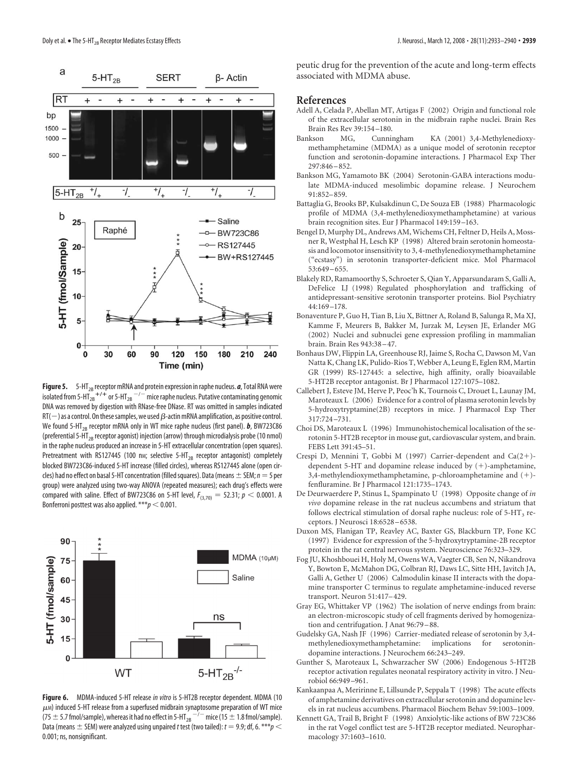**Figure 5.** 5-$HT_{2B}$ receptor mRNA and protein expression in raphe nucleus. ***a***, Total RNA were isolated from 5-$HT_{2B}$$^{+/+}$ or 5-$HT_{2B}$$^{-/-}$ mice raphe nucleus. Putative contaminating genomic DNA was removed by digestion with RNase-free DNase. RT was omitted in samples indicated RT(−) as a control. On these samples, we used β-actin mRNA amplification, as positive control. We found 5-$HT_{2B}$ receptor mRNA only in WT mice raphe nucleus (first panel). ***b***, BW723C86 (preferential 5-$HT_{2B}$ receptor agonist) injection (arrow) through microdialysis probe (10 nmol) in the raphe nucleus produced an increase in 5-HT extracellular concentration (open squares). Pretreatment with RS127445 (100 nM; selective 5-$HT_{2B}$ receptor antagonist) completely blocked BW723C86-induced 5-HT increase (filled circles), whereas RS127445 alone (open circles) had no effect on basal 5-HT concentration (filled squares). Data (means ± SEM; $n = 5$ per group) were analyzed using two-way ANOVA (repeated measures); each drug's effects were compared with saline. Effect of BW723C86 on 5-HT level, $F_{(3,70)} = 52.31$; $p < 0.0001$. A Bonferroni posttest was also applied. ***$p < 0.001$.

**Figure 6.** MDMA-induced 5-HT release *in vitro* is 5-HT2B receptor dependent. MDMA (10 μM) induced 5-HT release from a superfused midbrain synaptosome preparation of WT mice (75 ± 5.7 fmol/sample), whereas it had no effect in 5-$HT_{2B}$$^{-/-}$ mice (15 ± 1.8 fmol/sample). Data (means ± SEM) were analyzed using unpaired *t* test (two tailed): $t = 9.9$; df, 6. ***$p < 0.001$; ns, nonsignificant.

peutic drug for the prevention of the acute and long-term effects associated with MDMA abuse.

## References

Adell A, Celada P, Abellan MT, Artigas F (2002) Origin and functional role of the extracellular serotonin in the midbrain raphe nuclei. Brain Res Brain Res Rev 39:154–180.

Bankson MG, Cunningham KA (2001) 3,4-Methylenedioxymethamphetamine (MDMA) as a unique model of serotonin receptor function and serotonin-dopamine interactions. J Pharmacol Exp Ther 297:846–852.

Bankson MG, Yamamoto BK (2004) Serotonin-GABA interactions modulate MDMA-induced mesolimbic dopamine release. J Neurochem 91:852–859.

Battaglia G, Brooks BP, Kulsakdinun C, De Souza EB (1988) Pharmacologic profile of MDMA (3,4-methylenedioxymethamphetamine) at various brain recognition sites. Eur J Pharmacol 149:159–163.

Bengel D, Murphy DL, Andrews AM, Wichems CH, Feltner D, Heils A, Mossner R, Westphal H, Lesch KP (1998) Altered brain serotonin homeostasis and locomotor insensitivity to 3, 4-methylenedioxymethamphetamine ("ecstasy") in serotonin transporter-deficient mice. Mol Pharmacol 53:649–655.

Blakely RD, Ramamoorthy S, Schroeter S, Qian Y, Apparsundaram S, Galli A, DeFelice LJ (1998) Regulated phosphorylation and trafficking of antidepressant-sensitive serotonin transporter proteins. Biol Psychiatry 44:169–178.

Bonaventure P, Guo H, Tian B, Liu X, Bittner A, Roland B, Salunga R, Ma XJ, Kamme F, Meurers B, Bakker M, Jurzak M, Leysen JE, Erlander MG (2002) Nuclei and subnuclei gene expression profiling in mammalian brain. Brain Res 943:38–47.

Bonhaus DW, Flippin LA, Greenhouse RJ, Jaime S, Rocha C, Dawson M, Van Natta K, Chang LK, Pulido-Rios T, Webber A, Leung E, Eglen RM, Martin GR (1999) RS-127445: a selective, high affinity, orally bioavailable 5-HT2B receptor antagonist. Br J Pharmacol 127:1075–1082.

Callebert J, Esteve JM, Herve P, Peoc'h K, Tournois C, Drouet L, Launay JM, Maroteaux L (2006) Evidence for a control of plasma serotonin levels by 5-hydroxytryptamine(2B) receptors in mice. J Pharmacol Exp Ther 317:724–731.

Choi DS, Maroteaux L (1996) Immunohistochemical localisation of the serotonin 5-HT2B receptor in mouse gut, cardiovascular system, and brain. FEBS Lett 391:45–51.

Crespi D, Mennini T, Gobbi M (1997) Carrier-dependent and Ca(2+)-dependent 5-HT and dopamine release induced by (+)-amphetamine, 3,4-methylendioxymethamphetamine, p-chloroamphetamine and (+)-fenfluramine. Br J Pharmacol 121:1735–1743.

De Deurwaerdere P, Stinus L, Spampinato U (1998) Opposite change of *in vivo* dopamine release in the rat nucleus accumbens and striatum that follows electrical stimulation of dorsal raphe nucleus: role of 5-$HT_3$ receptors. J Neurosci 18:6528–6538.

Duxon MS, Flanigan TP, Reavley AC, Baxter GS, Blackburn TP, Fone KC (1997) Evidence for expression of the 5-hydroxytryptamine-2B receptor protein in the rat central nervous system. Neuroscience 76:323–329.

Fog JU, Khoshbouei H, Holy M, Owens WA, Vaegter CB, Sen N, Nikandrova Y, Bowton E, McMahon DG, Colbran RJ, Daws LC, Sitte HH, Javitch JA, Galli A, Gether U (2006) Calmodulin kinase II interacts with the dopamine transporter C terminus to regulate amphetamine-induced reverse transport. Neuron 51:417–429.

Gray EG, Whittaker VP (1962) The isolation of nerve endings from brain: an electron-microscopic study of cell fragments derived by homogenization and centrifugation. J Anat 96:79–88.

Gudelsky GA, Nash JF (1996) Carrier-mediated release of serotonin by 3,4-methylenedioxymethamphetamine: implications for serotonin-dopamine interactions. J Neurochem 66:243–249.

Gunther S, Maroteaux L, Schwarzacher SW (2006) Endogenous 5-HT2B receptor activation regulates neonatal respiratory activity in vitro. J Neurobiol 66:949–961.

Kankaanpaa A, Meririnne E, Lillsunde P, Seppala T (1998) The acute effects of amphetamine derivatives on extracellular serotonin and dopamine levels in rat nucleus accumbens. Pharmacol Biochem Behav 59:1003–1009.

Kennett GA, Trail B, Bright F (1998) Anxiolytic-like actions of BW 723C86 in the rat Vogel conflict test are 5-HT2B receptor mediated. Neuropharmacology 37:1603–1610.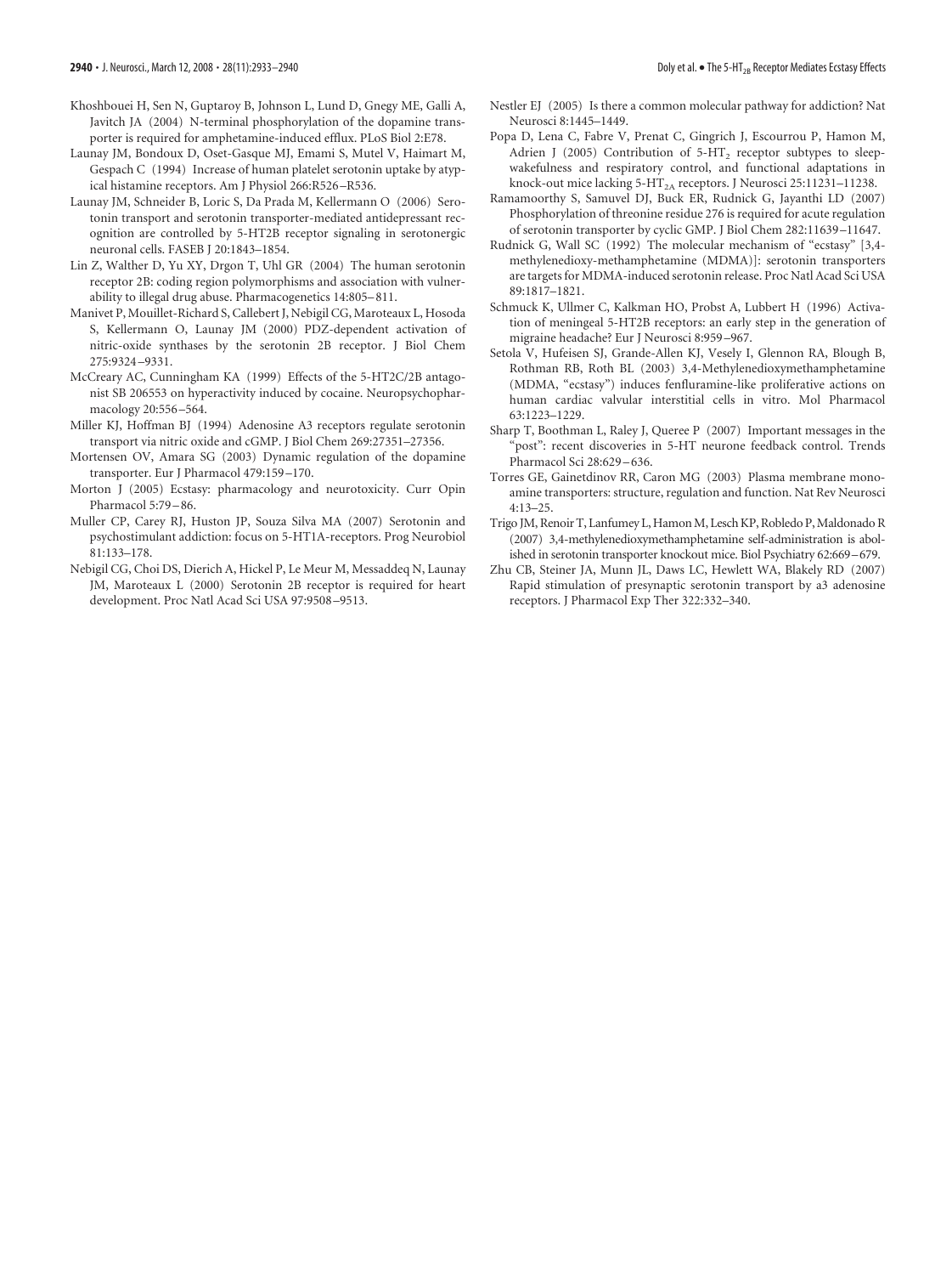Khoshbouei H, Sen N, Guptaroy B, Johnson L, Lund D, Gnegy ME, Galli A, Javitch JA (2004) N-terminal phosphorylation of the dopamine transporter is required for amphetamine-induced efflux. PLoS Biol 2:E78.

Launay JM, Bondoux D, Oset-Gasque MJ, Emami S, Mutel V, Haimart M, Gespach C (1994) Increase of human platelet serotonin uptake by atypical histamine receptors. Am J Physiol 266:R526–R536.

Launay JM, Schneider B, Loric S, Da Prada M, Kellermann O (2006) Serotonin transport and serotonin transporter-mediated antidepressant recognition are controlled by 5-HT2B receptor signaling in serotonergic neuronal cells. FASEB J 20:1843–1854.

Lin Z, Walther D, Yu XY, Drgon T, Uhl GR (2004) The human serotonin receptor 2B: coding region polymorphisms and association with vulnerability to illegal drug abuse. Pharmacogenetics 14:805–811.

Manivet P, Mouillet-Richard S, Callebert J, Nebigil CG, Maroteaux L, Hosoda S, Kellermann O, Launay JM (2000) PDZ-dependent activation of nitric-oxide synthases by the serotonin 2B receptor. J Biol Chem 275:9324–9331.

McCreary AC, Cunningham KA (1999) Effects of the 5-HT2C/2B antagonist SB 206553 on hyperactivity induced by cocaine. Neuropsychopharmacology 20:556–564.

Miller KJ, Hoffman BJ (1994) Adenosine A3 receptors regulate serotonin transport via nitric oxide and cGMP. J Biol Chem 269:27351–27356.

Mortensen OV, Amara SG (2003) Dynamic regulation of the dopamine transporter. Eur J Pharmacol 479:159–170.

Morton J (2005) Ecstasy: pharmacology and neurotoxicity. Curr Opin Pharmacol 5:79–86.

Muller CP, Carey RJ, Huston JP, Souza Silva MA (2007) Serotonin and psychostimulant addiction: focus on 5-HT1A-receptors. Prog Neurobiol 81:133–178.

Nebigil CG, Choi DS, Dierich A, Hickel P, Le Meur M, Messaddeq N, Launay JM, Maroteaux L (2000) Serotonin 2B receptor is required for heart development. Proc Natl Acad Sci USA 97:9508–9513.

Nestler EJ (2005) Is there a common molecular pathway for addiction? Nat Neurosci 8:1445–1449.

Popa D, Lena C, Fabre V, Prenat C, Gingrich J, Escourrou P, Hamon M, Adrien J (2005) Contribution of 5-$HT_2$ receptor subtypes to sleep-wakefulness and respiratory control, and functional adaptations in knock-out mice lacking 5-$HT_{2A}$ receptors. J Neurosci 25:11231–11238.

Ramamoorthy S, Samuvel DJ, Buck ER, Rudnick G, Jayanthi LD (2007) Phosphorylation of threonine residue 276 is required for acute regulation of serotonin transporter by cyclic GMP. J Biol Chem 282:11639–11647.

Rudnick G, Wall SC (1992) The molecular mechanism of "ecstasy" [3,4-methylenedioxy-methamphetamine (MDMA)]: serotonin transporters are targets for MDMA-induced serotonin release. Proc Natl Acad Sci USA 89:1817–1821.

Schmuck K, Ullmer C, Kalkman HO, Probst A, Lubbert H (1996) Activation of meningeal 5-HT2B receptors: an early step in the generation of migraine headache? Eur J Neurosci 8:959–967.

Setola V, Hufeisen SJ, Grande-Allen KJ, Vesely I, Glennon RA, Blough B, Rothman RB, Roth BL (2003) 3,4-Methylenedioxymethamphetamine (MDMA, "ecstasy") induces fenfluramine-like proliferative actions on human cardiac valvular interstitial cells in vitro. Mol Pharmacol 63:1223–1229.

Sharp T, Boothman L, Raley J, Queree P (2007) Important messages in the "post": recent discoveries in 5-HT neurone feedback control. Trends Pharmacol Sci 28:629–636.

Torres GE, Gainetdinov RR, Caron MG (2003) Plasma membrane monoamine transporters: structure, regulation and function. Nat Rev Neurosci 4:13–25.

Trigo JM, Renoir T, Lanfumey L, Hamon M, Lesch KP, Robledo P, Maldonado R (2007) 3,4-methylenedioxymethamphetamine self-administration is abolished in serotonin transporter knockout mice. Biol Psychiatry 62:669–679.

Zhu CB, Steiner JA, Munn JL, Daws LC, Hewlett WA, Blakely RD (2007) Rapid stimulation of presynaptic serotonin transport by a3 adenosine receptors. J Pharmacol Exp Ther 322:332–340.